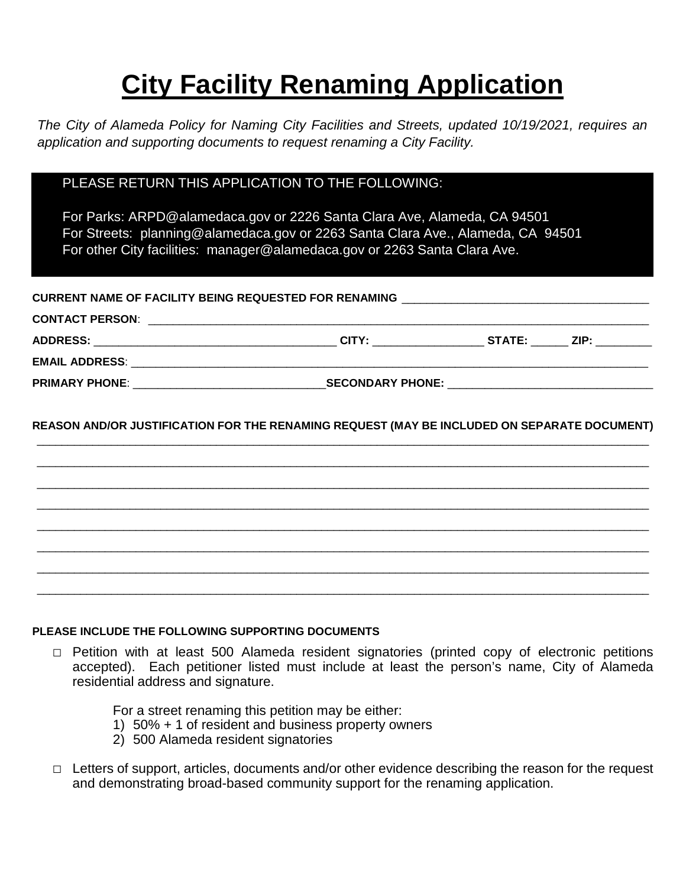# City Facility Renaming Application

*The City of Alameda Policy for Naming City Facilities and Streets, updated 10/19/2021, requires an application and supporting documents to request renaming a City Facility.*

PLEASE RETURN THIS APPLICATION TO THE FOLLOWING:

For Parks: ARPD@alamedaca.gov or 2226 Santa Clara Ave, Alameda, CA 94501
For Streets: planning@alamedaca.gov or 2263 Santa Clara Ave., Alameda, CA 94501
For other City facilities: manager@alamedaca.gov or 2263 Santa Clara Ave.

**CURRENT NAME OF FACILITY BEING REQUESTED FOR RENAMING** _______________________________________

**CONTACT PERSON**: ______________________________________________________________________________

**ADDRESS:** ______________________________________ **CITY:** _________________ **STATE:** ______ **ZIP:** _________

**EMAIL ADDRESS**: ________________________________________________________________________________

**PRIMARY PHONE**: ______________________________ **SECONDARY PHONE:** ________________________________

**REASON AND/OR JUSTIFICATION FOR THE RENAMING REQUEST (MAY BE INCLUDED ON SEPARATE DOCUMENT)**

_____________________________________________________________________________________________

_____________________________________________________________________________________________

_____________________________________________________________________________________________

_____________________________________________________________________________________________

_____________________________________________________________________________________________

_____________________________________________________________________________________________

_____________________________________________________________________________________________

_____________________________________________________________________________________________

**PLEASE INCLUDE THE FOLLOWING SUPPORTING DOCUMENTS**

- ☐ Petition with at least 500 Alameda resident signatories (printed copy of electronic petitions accepted). Each petitioner listed must include at least the person's name, City of Alameda residential address and signature.

  For a street renaming this petition may be either:
  1) 50% + 1 of resident and business property owners
  2) 500 Alameda resident signatories

- ☐ Letters of support, articles, documents and/or other evidence describing the reason for the request and demonstrating broad-based community support for the renaming application.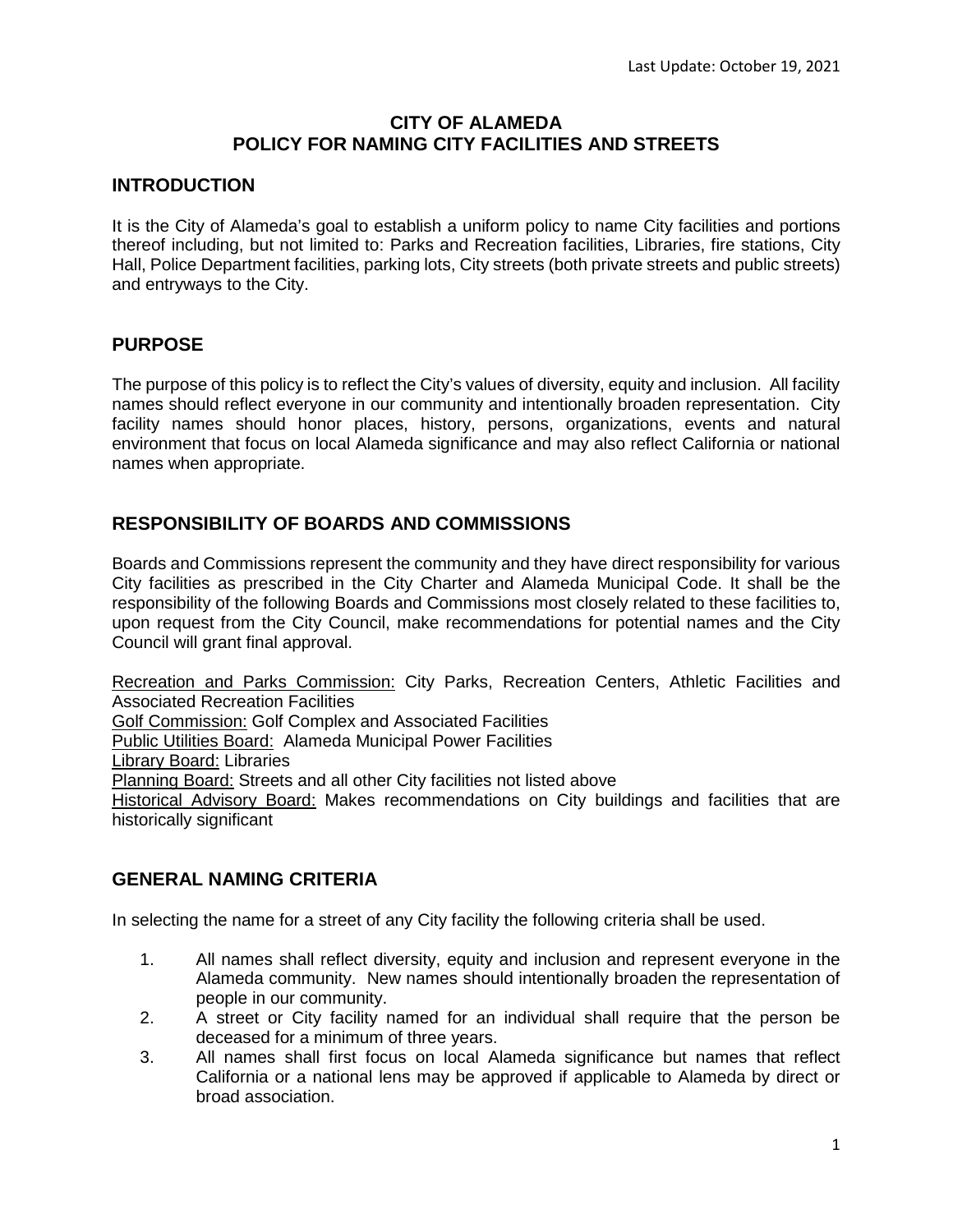Last Update: October 19, 2021

# CITY OF ALAMEDA
# POLICY FOR NAMING CITY FACILITIES AND STREETS

## INTRODUCTION

It is the City of Alameda's goal to establish a uniform policy to name City facilities and portions thereof including, but not limited to: Parks and Recreation facilities, Libraries, fire stations, City Hall, Police Department facilities, parking lots, City streets (both private streets and public streets) and entryways to the City.

## PURPOSE

The purpose of this policy is to reflect the City's values of diversity, equity and inclusion. All facility names should reflect everyone in our community and intentionally broaden representation. City facility names should honor places, history, persons, organizations, events and natural environment that focus on local Alameda significance and may also reflect California or national names when appropriate.

## RESPONSIBILITY OF BOARDS AND COMMISSIONS

Boards and Commissions represent the community and they have direct responsibility for various City facilities as prescribed in the City Charter and Alameda Municipal Code. It shall be the responsibility of the following Boards and Commissions most closely related to these facilities to, upon request from the City Council, make recommendations for potential names and the City Council will grant final approval.

<u>Recreation and Parks Commission:</u> City Parks, Recreation Centers, Athletic Facilities and Associated Recreation Facilities
<u>Golf Commission:</u> Golf Complex and Associated Facilities
<u>Public Utilities Board:</u> Alameda Municipal Power Facilities
<u>Library Board:</u> Libraries
<u>Planning Board:</u> Streets and all other City facilities not listed above
<u>Historical Advisory Board:</u> Makes recommendations on City buildings and facilities that are historically significant

## GENERAL NAMING CRITERIA

In selecting the name for a street of any City facility the following criteria shall be used.

1. All names shall reflect diversity, equity and inclusion and represent everyone in the Alameda community. New names should intentionally broaden the representation of people in our community.
2. A street or City facility named for an individual shall require that the person be deceased for a minimum of three years.
3. All names shall first focus on local Alameda significance but names that reflect California or a national lens may be approved if applicable to Alameda by direct or broad association.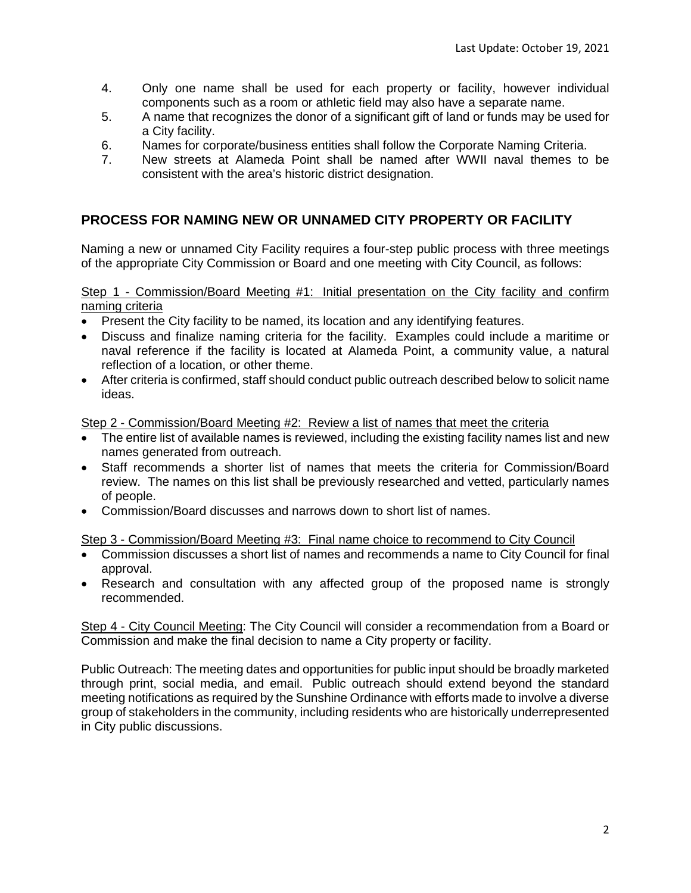4. Only one name shall be used for each property or facility, however individual components such as a room or athletic field may also have a separate name.
5. A name that recognizes the donor of a significant gift of land or funds may be used for a City facility.
6. Names for corporate/business entities shall follow the Corporate Naming Criteria.
7. New streets at Alameda Point shall be named after WWII naval themes to be consistent with the area's historic district designation.

## PROCESS FOR NAMING NEW OR UNNAMED CITY PROPERTY OR FACILITY

Naming a new or unnamed City Facility requires a four-step public process with three meetings of the appropriate City Commission or Board and one meeting with City Council, as follows:

Step 1 - Commission/Board Meeting #1: Initial presentation on the City facility and confirm naming criteria

- Present the City facility to be named, its location and any identifying features.
- Discuss and finalize naming criteria for the facility. Examples could include a maritime or naval reference if the facility is located at Alameda Point, a community value, a natural reflection of a location, or other theme.
- After criteria is confirmed, staff should conduct public outreach described below to solicit name ideas.

Step 2 - Commission/Board Meeting #2: Review a list of names that meet the criteria

- The entire list of available names is reviewed, including the existing facility names list and new names generated from outreach.
- Staff recommends a shorter list of names that meets the criteria for Commission/Board review. The names on this list shall be previously researched and vetted, particularly names of people.
- Commission/Board discusses and narrows down to short list of names.

Step 3 - Commission/Board Meeting #3: Final name choice to recommend to City Council

- Commission discusses a short list of names and recommends a name to City Council for final approval.
- Research and consultation with any affected group of the proposed name is strongly recommended.

Step 4 - City Council Meeting: The City Council will consider a recommendation from a Board or Commission and make the final decision to name a City property or facility.

Public Outreach: The meeting dates and opportunities for public input should be broadly marketed through print, social media, and email. Public outreach should extend beyond the standard meeting notifications as required by the Sunshine Ordinance with efforts made to involve a diverse group of stakeholders in the community, including residents who are historically underrepresented in City public discussions.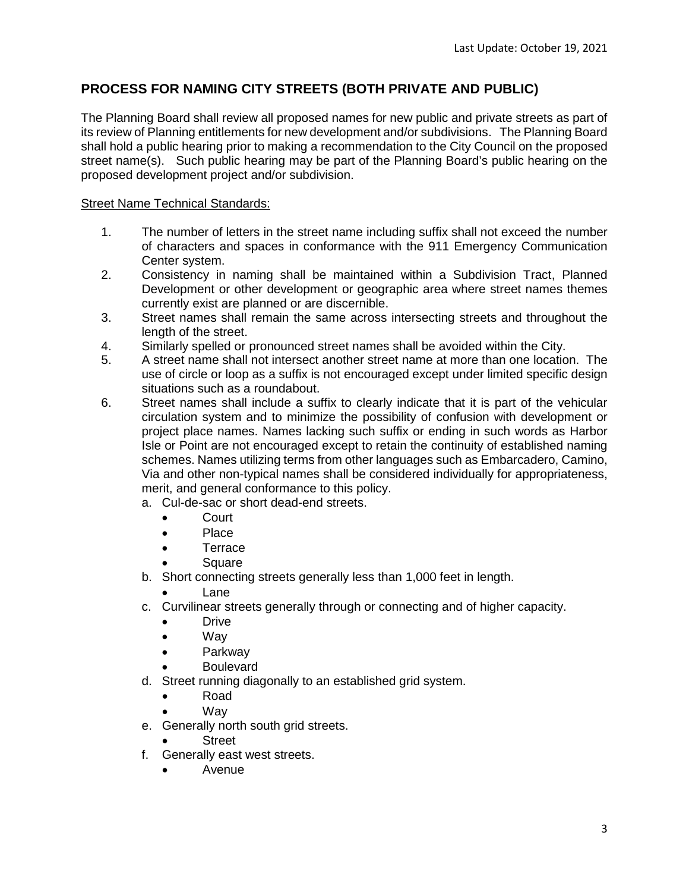Last Update: October 19, 2021

## PROCESS FOR NAMING CITY STREETS (BOTH PRIVATE AND PUBLIC)

The Planning Board shall review all proposed names for new public and private streets as part of its review of Planning entitlements for new development and/or subdivisions. The Planning Board shall hold a public hearing prior to making a recommendation to the City Council on the proposed street name(s). Such public hearing may be part of the Planning Board's public hearing on the proposed development project and/or subdivision.

<u>Street Name Technical Standards:</u>

1. The number of letters in the street name including suffix shall not exceed the number of characters and spaces in conformance with the 911 Emergency Communication Center system.
2. Consistency in naming shall be maintained within a Subdivision Tract, Planned Development or other development or geographic area where street names themes currently exist are planned or are discernible.
3. Street names shall remain the same across intersecting streets and throughout the length of the street.
4. Similarly spelled or pronounced street names shall be avoided within the City.
5. A street name shall not intersect another street name at more than one location. The use of circle or loop as a suffix is not encouraged except under limited specific design situations such as a roundabout.
6. Street names shall include a suffix to clearly indicate that it is part of the vehicular circulation system and to minimize the possibility of confusion with development or project place names. Names lacking such suffix or ending in such words as Harbor Isle or Point are not encouraged except to retain the continuity of established naming schemes. Names utilizing terms from other languages such as Embarcadero, Camino, Via and other non-typical names shall be considered individually for appropriateness, merit, and general conformance to this policy.
   a. Cul-de-sac or short dead-end streets.
      - Court
      - Place
      - Terrace
      - Square
   b. Short connecting streets generally less than 1,000 feet in length.
      - Lane
   c. Curvilinear streets generally through or connecting and of higher capacity.
      - Drive
      - Way
      - Parkway
      - Boulevard
   d. Street running diagonally to an established grid system.
      - Road
      - Way
   e. Generally north south grid streets.
      - Street
   f. Generally east west streets.
      - Avenue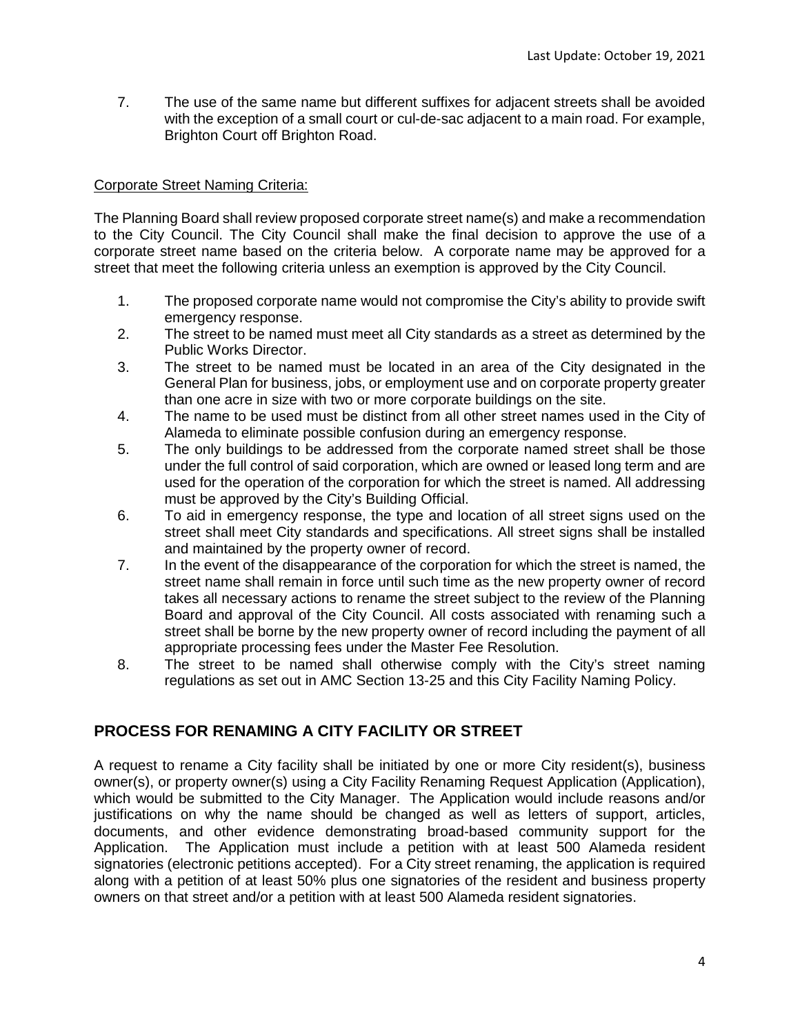7. The use of the same name but different suffixes for adjacent streets shall be avoided with the exception of a small court or cul-de-sac adjacent to a main road. For example, Brighton Court off Brighton Road.

<u>Corporate Street Naming Criteria:</u>

The Planning Board shall review proposed corporate street name(s) and make a recommendation to the City Council. The City Council shall make the final decision to approve the use of a corporate street name based on the criteria below. A corporate name may be approved for a street that meet the following criteria unless an exemption is approved by the City Council.

1. The proposed corporate name would not compromise the City's ability to provide swift emergency response.
2. The street to be named must meet all City standards as a street as determined by the Public Works Director.
3. The street to be named must be located in an area of the City designated in the General Plan for business, jobs, or employment use and on corporate property greater than one acre in size with two or more corporate buildings on the site.
4. The name to be used must be distinct from all other street names used in the City of Alameda to eliminate possible confusion during an emergency response.
5. The only buildings to be addressed from the corporate named street shall be those under the full control of said corporation, which are owned or leased long term and are used for the operation of the corporation for which the street is named. All addressing must be approved by the City's Building Official.
6. To aid in emergency response, the type and location of all street signs used on the street shall meet City standards and specifications. All street signs shall be installed and maintained by the property owner of record.
7. In the event of the disappearance of the corporation for which the street is named, the street name shall remain in force until such time as the new property owner of record takes all necessary actions to rename the street subject to the review of the Planning Board and approval of the City Council. All costs associated with renaming such a street shall be borne by the new property owner of record including the payment of all appropriate processing fees under the Master Fee Resolution.
8. The street to be named shall otherwise comply with the City's street naming regulations as set out in AMC Section 13-25 and this City Facility Naming Policy.

## PROCESS FOR RENAMING A CITY FACILITY OR STREET

A request to rename a City facility shall be initiated by one or more City resident(s), business owner(s), or property owner(s) using a City Facility Renaming Request Application (Application), which would be submitted to the City Manager. The Application would include reasons and/or justifications on why the name should be changed as well as letters of support, articles, documents, and other evidence demonstrating broad-based community support for the Application. The Application must include a petition with at least 500 Alameda resident signatories (electronic petitions accepted). For a City street renaming, the application is required along with a petition of at least 50% plus one signatories of the resident and business property owners on that street and/or a petition with at least 500 Alameda resident signatories.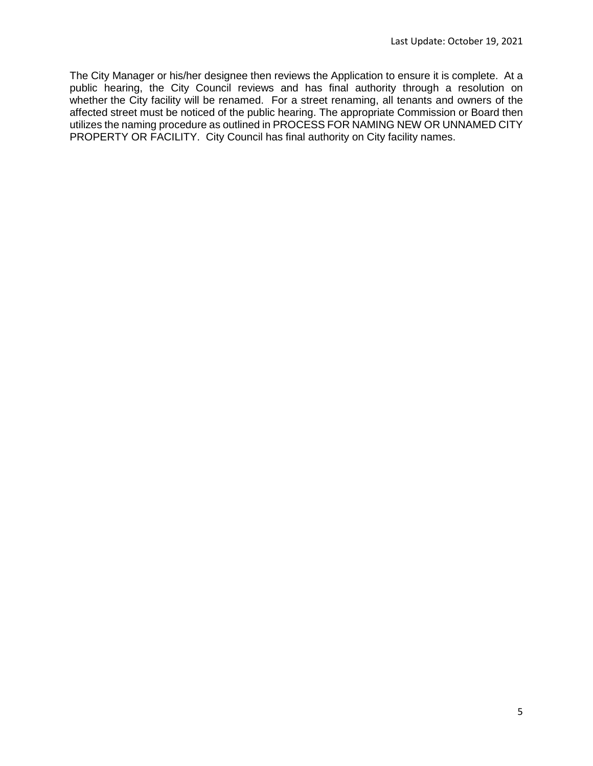The City Manager or his/her designee then reviews the Application to ensure it is complete. At a public hearing, the City Council reviews and has final authority through a resolution on whether the City facility will be renamed. For a street renaming, all tenants and owners of the affected street must be noticed of the public hearing. The appropriate Commission or Board then utilizes the naming procedure as outlined in PROCESS FOR NAMING NEW OR UNNAMED CITY PROPERTY OR FACILITY. City Council has final authority on City facility names.